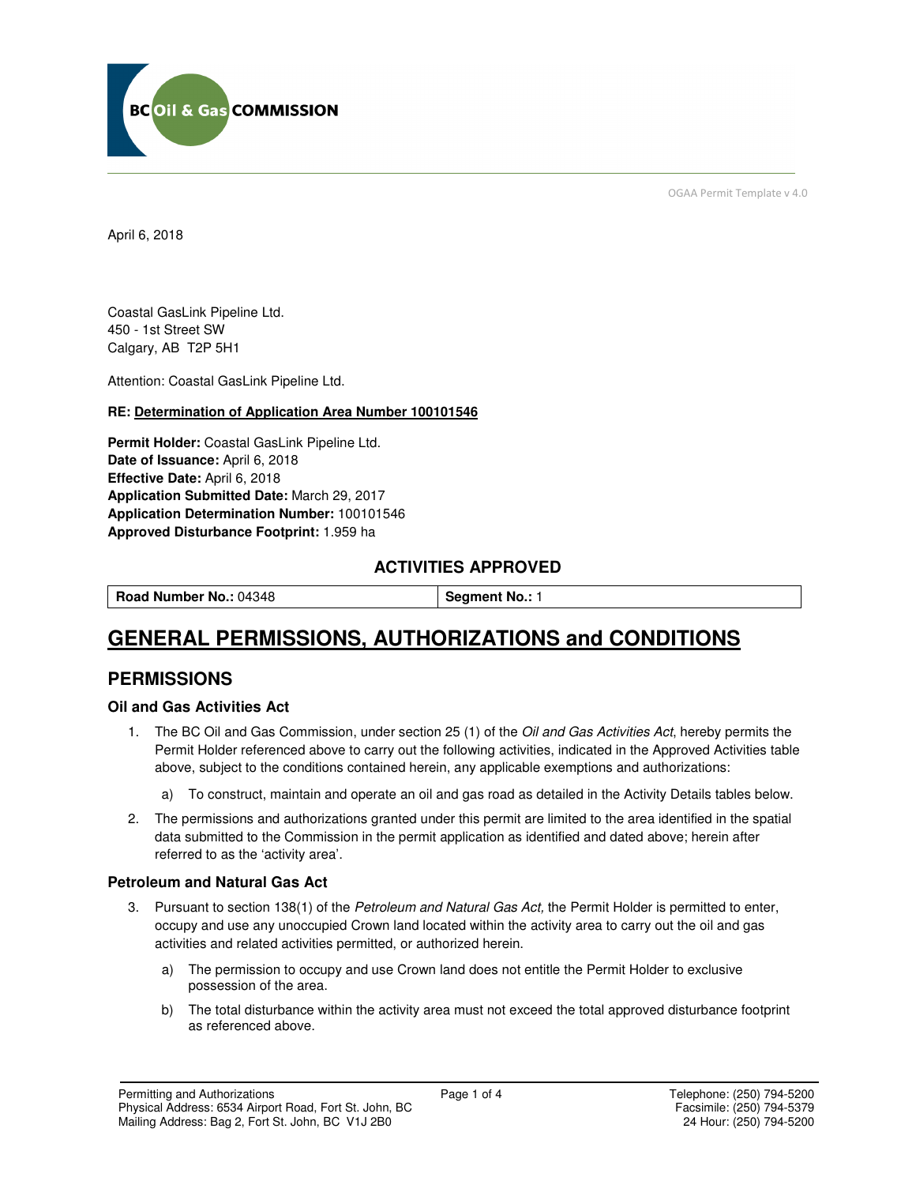OGAA Permit Template v 4.0

April 6, 2018

Coastal GasLink Pipeline Ltd.
450 - 1st Street SW
Calgary, AB T2P 5H1

Attention: Coastal GasLink Pipeline Ltd.

**RE: Determination of Application Area Number 100101546**

**Permit Holder:** Coastal GasLink Pipeline Ltd.
**Date of Issuance:** April 6, 2018
**Effective Date:** April 6, 2018
**Application Submitted Date:** March 29, 2017
**Application Determination Number:** 100101546
**Approved Disturbance Footprint:** 1.959 ha

## ACTIVITIES APPROVED

| **Road Number No.:** 04348 | **Segment No.:** 1 |
|---|---|

# GENERAL PERMISSIONS, AUTHORIZATIONS and CONDITIONS

## PERMISSIONS

### Oil and Gas Activities Act

1. The BC Oil and Gas Commission, under section 25 (1) of the *Oil and Gas Activities Act*, hereby permits the Permit Holder referenced above to carry out the following activities, indicated in the Approved Activities table above, subject to the conditions contained herein, any applicable exemptions and authorizations:
   a) To construct, maintain and operate an oil and gas road as detailed in the Activity Details tables below.
2. The permissions and authorizations granted under this permit are limited to the area identified in the spatial data submitted to the Commission in the permit application as identified and dated above; herein after referred to as the 'activity area'.

### Petroleum and Natural Gas Act

3. Pursuant to section 138(1) of the *Petroleum and Natural Gas Act,* the Permit Holder is permitted to enter, occupy and use any unoccupied Crown land located within the activity area to carry out the oil and gas activities and related activities permitted, or authorized herein.
   a) The permission to occupy and use Crown land does not entitle the Permit Holder to exclusive possession of the area.
   b) The total disturbance within the activity area must not exceed the total approved disturbance footprint as referenced above.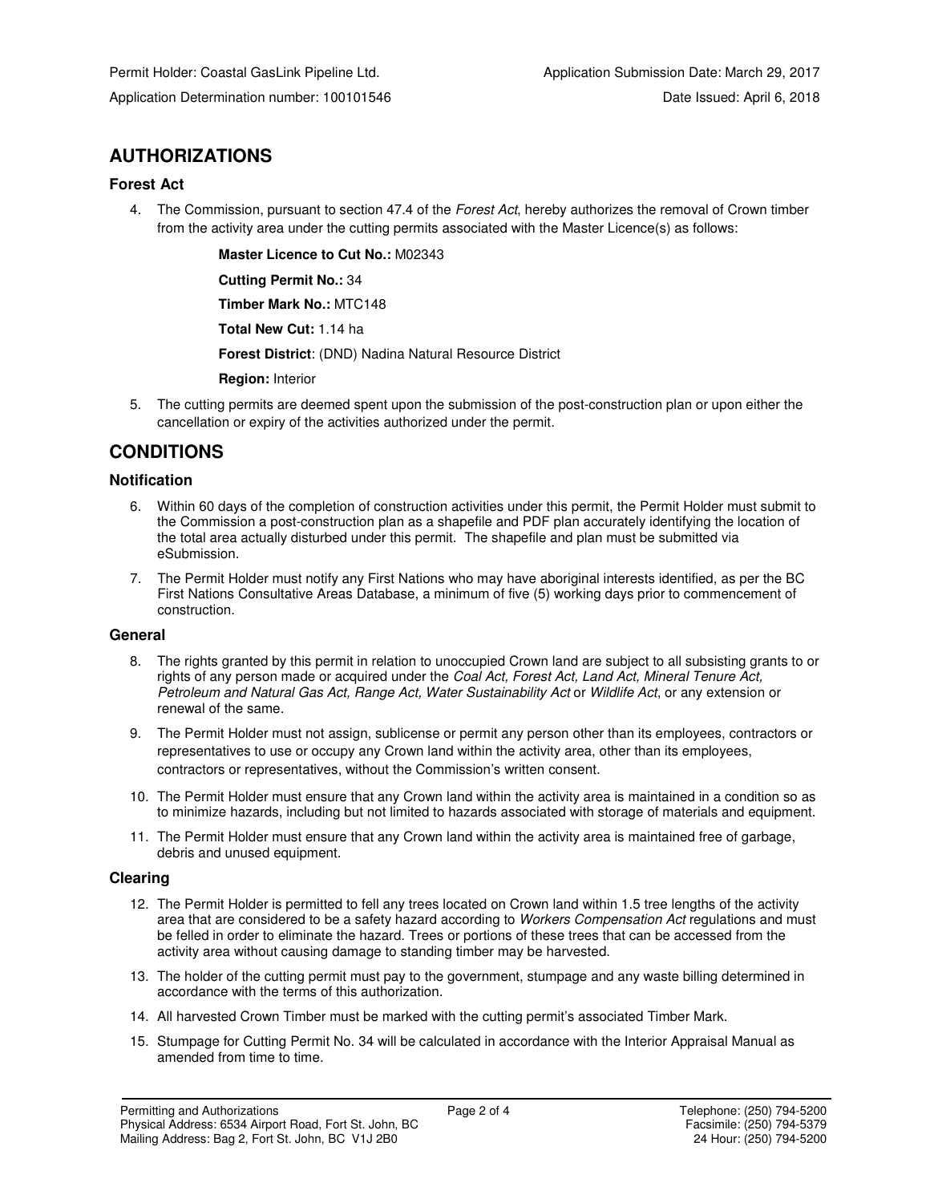Permit Holder: Coastal GasLink Pipeline Ltd. Application Submission Date: March 29, 2017

Application Determination number: 100101546 Date Issued: April 6, 2018

## AUTHORIZATIONS

### Forest Act

4. The Commission, pursuant to section 47.4 of the *Forest Act*, hereby authorizes the removal of Crown timber from the activity area under the cutting permits associated with the Master Licence(s) as follows:

   **Master Licence to Cut No.:** M02343

   **Cutting Permit No.:** 34

   **Timber Mark No.:** MTC148

   **Total New Cut:** 1.14 ha

   **Forest District**: (DND) Nadina Natural Resource District

   **Region:** Interior

5. The cutting permits are deemed spent upon the submission of the post-construction plan or upon either the cancellation or expiry of the activities authorized under the permit.

## CONDITIONS

### Notification

6. Within 60 days of the completion of construction activities under this permit, the Permit Holder must submit to the Commission a post-construction plan as a shapefile and PDF plan accurately identifying the location of the total area actually disturbed under this permit. The shapefile and plan must be submitted via eSubmission.
7. The Permit Holder must notify any First Nations who may have aboriginal interests identified, as per the BC First Nations Consultative Areas Database, a minimum of five (5) working days prior to commencement of construction.

### General

8. The rights granted by this permit in relation to unoccupied Crown land are subject to all subsisting grants to or rights of any person made or acquired under the *Coal Act, Forest Act, Land Act, Mineral Tenure Act, Petroleum and Natural Gas Act, Range Act, Water Sustainability Act* or *Wildlife Act*, or any extension or renewal of the same.
9. The Permit Holder must not assign, sublicense or permit any person other than its employees, contractors or representatives to use or occupy any Crown land within the activity area, other than its employees, contractors or representatives, without the Commission's written consent.
10. The Permit Holder must ensure that any Crown land within the activity area is maintained in a condition so as to minimize hazards, including but not limited to hazards associated with storage of materials and equipment.
11. The Permit Holder must ensure that any Crown land within the activity area is maintained free of garbage, debris and unused equipment.

### Clearing

12. The Permit Holder is permitted to fell any trees located on Crown land within 1.5 tree lengths of the activity area that are considered to be a safety hazard according to *Workers Compensation Act* regulations and must be felled in order to eliminate the hazard. Trees or portions of these trees that can be accessed from the activity area without causing damage to standing timber may be harvested.
13. The holder of the cutting permit must pay to the government, stumpage and any waste billing determined in accordance with the terms of this authorization.
14. All harvested Crown Timber must be marked with the cutting permit's associated Timber Mark.
15. Stumpage for Cutting Permit No. 34 will be calculated in accordance with the Interior Appraisal Manual as amended from time to time.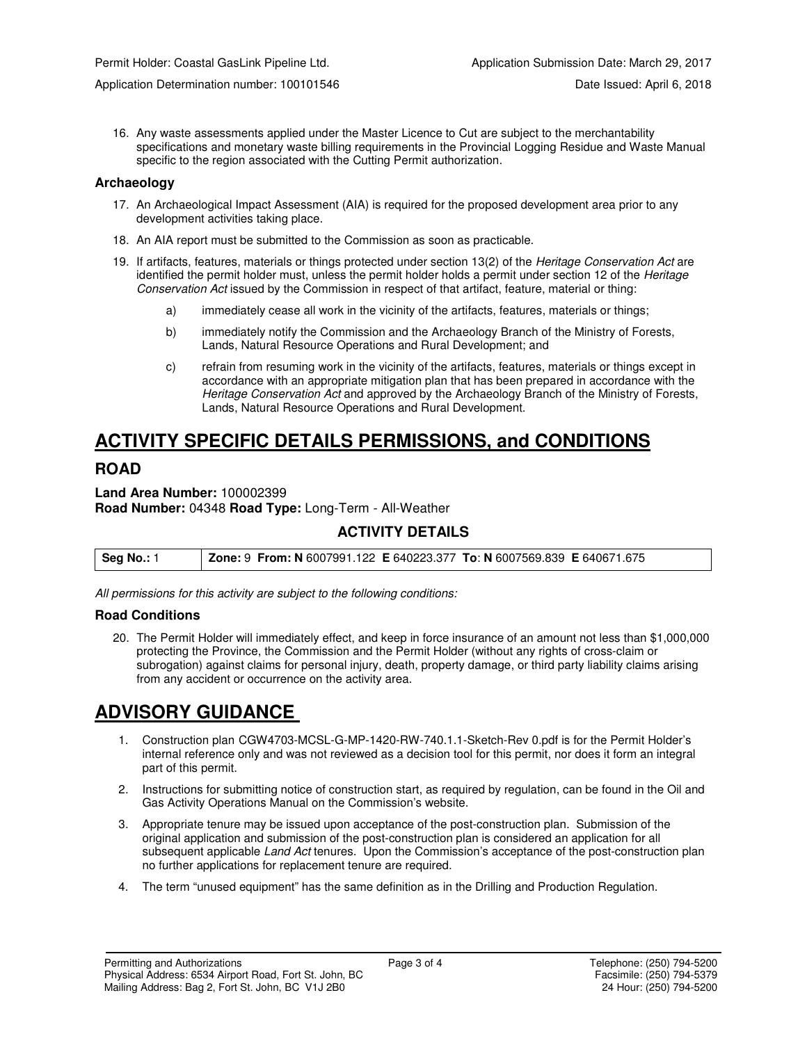16. Any waste assessments applied under the Master Licence to Cut are subject to the merchantability specifications and monetary waste billing requirements in the Provincial Logging Residue and Waste Manual specific to the region associated with the Cutting Permit authorization.

### Archaeology

17. An Archaeological Impact Assessment (AIA) is required for the proposed development area prior to any development activities taking place.
18. An AIA report must be submitted to the Commission as soon as practicable.
19. If artifacts, features, materials or things protected under section 13(2) of the *Heritage Conservation Act* are identified the permit holder must, unless the permit holder holds a permit under section 12 of the *Heritage Conservation Act* issued by the Commission in respect of that artifact, feature, material or thing:
    a) immediately cease all work in the vicinity of the artifacts, features, materials or things;
    b) immediately notify the Commission and the Archaeology Branch of the Ministry of Forests, Lands, Natural Resource Operations and Rural Development; and
    c) refrain from resuming work in the vicinity of the artifacts, features, materials or things except in accordance with an appropriate mitigation plan that has been prepared in accordance with the *Heritage Conservation Act* and approved by the Archaeology Branch of the Ministry of Forests, Lands, Natural Resource Operations and Rural Development.

# ACTIVITY SPECIFIC DETAILS PERMISSIONS, and CONDITIONS

## ROAD

**Land Area Number:** 100002399
**Road Number:** 04348 **Road Type:** Long-Term - All-Weather

### ACTIVITY DETAILS

| Seg No.: 1 | Zone: 9 From: N 6007991.122 E 640223.377 To: N 6007569.839 E 640671.675 |
|---|---|

*All permissions for this activity are subject to the following conditions:*

### Road Conditions

20. The Permit Holder will immediately effect, and keep in force insurance of an amount not less than $1,000,000 protecting the Province, the Commission and the Permit Holder (without any rights of cross-claim or subrogation) against claims for personal injury, death, property damage, or third party liability claims arising from any accident or occurrence on the activity area.

# ADVISORY GUIDANCE

1. Construction plan CGW4703-MCSL-G-MP-1420-RW-740.1.1-Sketch-Rev 0.pdf is for the Permit Holder's internal reference only and was not reviewed as a decision tool for this permit, nor does it form an integral part of this permit.
2. Instructions for submitting notice of construction start, as required by regulation, can be found in the Oil and Gas Activity Operations Manual on the Commission's website.
3. Appropriate tenure may be issued upon acceptance of the post-construction plan. Submission of the original application and submission of the post-construction plan is considered an application for all subsequent applicable *Land Act* tenures. Upon the Commission's acceptance of the post-construction plan no further applications for replacement tenure are required.
4. The term "unused equipment" has the same definition as in the Drilling and Production Regulation.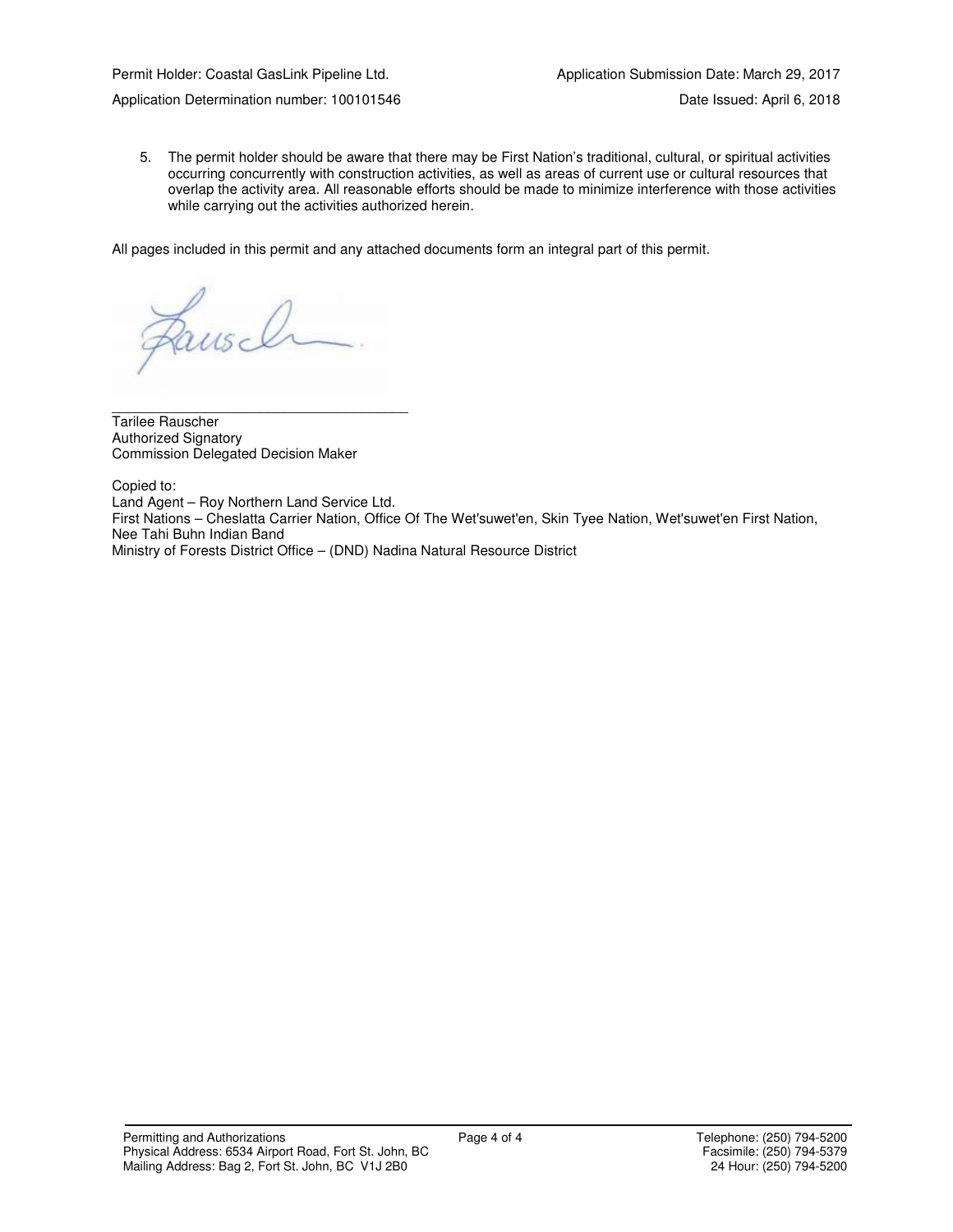5. The permit holder should be aware that there may be First Nation's traditional, cultural, or spiritual activities occurring concurrently with construction activities, as well as areas of current use or cultural resources that overlap the activity area. All reasonable efforts should be made to minimize interference with those activities while carrying out the activities authorized herein.

All pages included in this permit and any attached documents form an integral part of this permit.

Tarilee Rauscher
Authorized Signatory
Commission Delegated Decision Maker

Copied to:
Land Agent – Roy Northern Land Service Ltd.
First Nations – Cheslatta Carrier Nation, Office Of The Wet'suwet'en, Skin Tyee Nation, Wet'suwet'en First Nation, Nee Tahi Buhn Indian Band
Ministry of Forests District Office – (DND) Nadina Natural Resource District